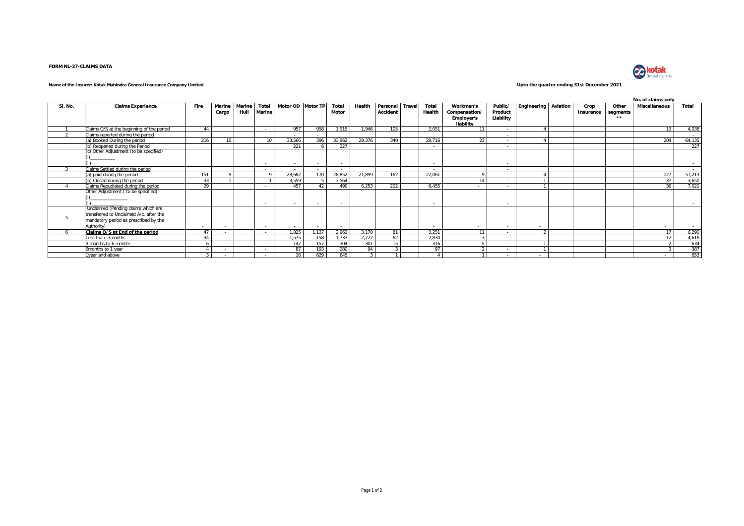**FORM NL-37-CLAIMS DATA**

**Name of the Insurer: Kotak Mahindra General Insurance Company Limited**

**Upto the quarter ending 31st December 2021**

**No. of claims only**

| Sl. No. | Claims Experience | Fire | Marine Cargo | Marine Hull | Total Marine | Motor OD | Motor TP | Total Motor | Health | Personal Accident | Travel | Total Health | Workmen's Compensation/ Employer's liability | Public/ Product Liability | Engineering | Aviation | Crop Insurance | Other segments ** | Miscellaneous | Total |
|---|---|---|---|---|---|---|---|---|---|---|---|---|---|---|---|---|---|---|---|---|
| 1 | Claims O/S at the beginning of the period | 44 | | | - | 957 | 958 | 1,915 | 1,946 | 105 | | 2,051 | 11 | - | 4 | | | | 13 | 4,038 |
| 2 | Claims reported during the period | | | | | - | - | | | | | | | - | | | | | | - |
| | (a) Booked During the period | 216 | 10 | | 10 | 33,566 | 396 | 33,962 | 29,376 | 340 | | 29,716 | 23 | - | 4 | | | | 204 | 64,135 |
| | (b) Reopened during the Period | | | | | 221 | 6 | 227 | | | | - | | - | | | | | | 227 |
| | (c) Other Adjustment (to be specified)<br>(i)__________<br>(ii) | | | | - | - | - | - | | | | - | | - | | | | | | - |
| 3 | Claims Settled during the period | | | | - | - | - | - | | | | - | | - | | | | | | - |
| | (a) paid during the period | 151 | 9 | | 9 | 28,682 | 170 | 28,852 | 21,899 | 162 | | 22,061 | 9 | - | 4 | | | | 127 | 51,213 |
| | (b) Closed during the period | 33 | 1 | | 1 | 3,559 | 5 | 3,564 | | | | - | 14 | - | 1 | | | | 37 | 3,650 |
| 4 | Claims Repudiated during the period | 29 | | | - | 457 | 42 | 499 | 6,253 | 202 | | 6,455 | - | - | 1 | | | | 36 | 7,020 |
| | Other Adjustment ( to be specified)<br>(i)_______________<br>(ii) | | | | - | - | - | - | | | | - | | - | | | | | | - |
| 5 | Unclaimed (Pending claims which are transferred to Unclaimed A/c. after the mandatory period as prescribed by the Authority) | - | - | | - | - | - | - | | | | - | - | - | - | | | | - | - |
| 6 | **Claims O/S at End of the period** | 47 | - | | - | 1,825 | 1,137 | 2,962 | 3,170 | 81 | | 3,251 | 11 | - | 2 | | | | 17 | 6,290 |
| | Less than 3months | 34 | - | | - | 1,575 | 158 | 1,733 | 2,772 | 62 | | 2,834 | 3 | - | - | | | | 12 | 4,616 |
| | 3 months to 6 months | 6 | - | | - | 147 | 157 | 304 | 301 | 15 | | 316 | 5 | - | 1 | | | | 2 | 634 |
| | 6months to 1 year | 4 | - | | - | 87 | 193 | 280 | 94 | 3 | | 97 | 2 | - | 1 | | | | 3 | 387 |
| | 1year and above | 3 | - | | - | 16 | 629 | 645 | 3 | 1 | | 4 | 1 | - | - | | | | - | 653 |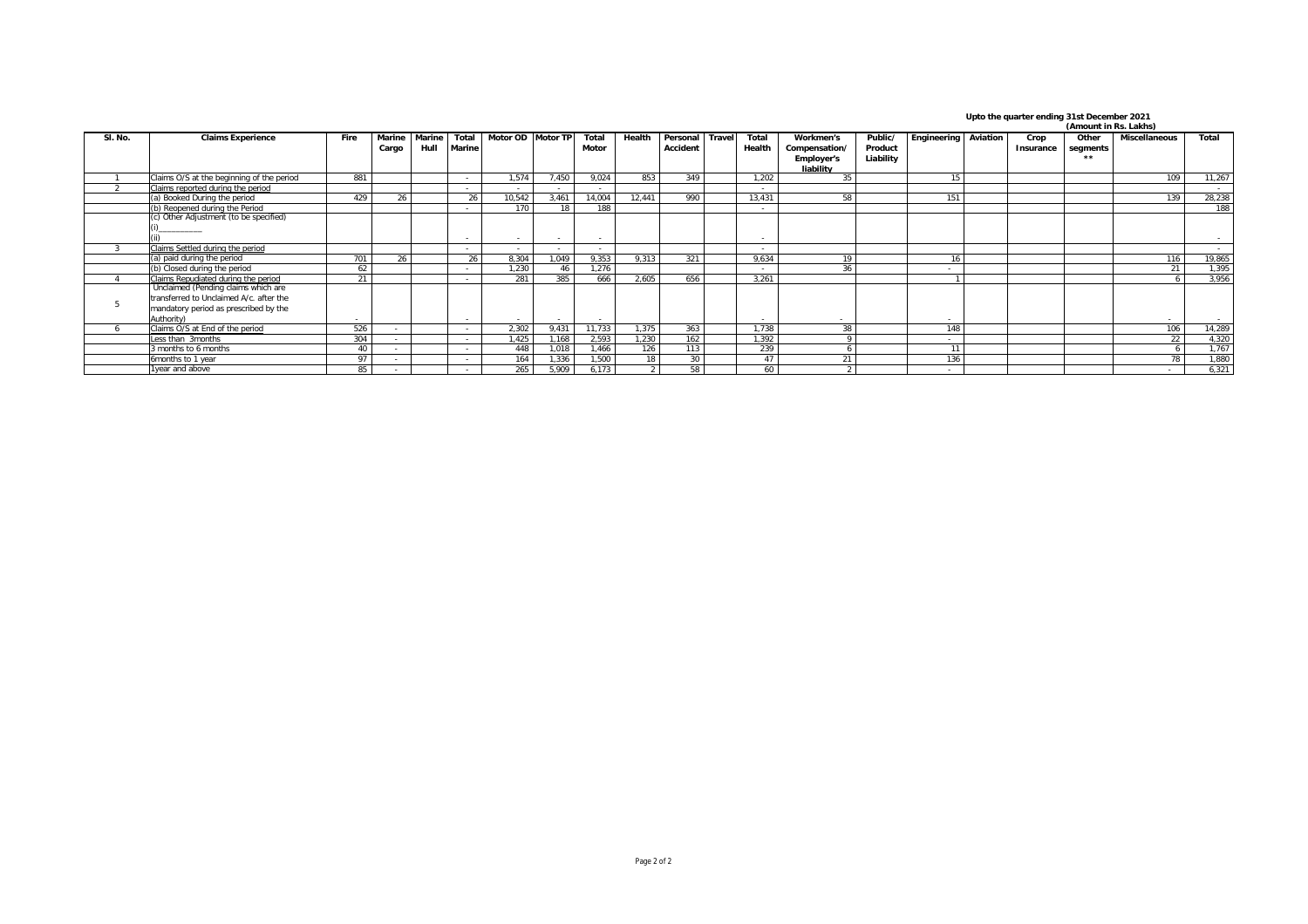Upto the quarter ending 31st December 2021

(Amount in Rs. Lakhs)

| Sl. No. | Claims Experience | Fire | Marine Cargo | Marine Hull | Total Marine | Motor OD | Motor TP | Total Motor | Health | Personal Accident | Travel | Total Health | Workmen's Compensation/ Employer's liability | Public/ Product Liability | Engineering | Aviation | Crop Insurance | Other segments ** | Miscellaneous | Total |
|---|---|---|---|---|---|---|---|---|---|---|---|---|---|---|---|---|---|---|---|---|
| 1 | Claims O/S at the beginning of the period | 881 | | | - | 1,574 | 7,450 | 9,024 | 853 | 349 | | 1,202 | 35 | | 15 | | | | 109 | 11,267 |
| 2 | Claims reported during the period | | | | - | - | - | - | | | | - | | | | | | | | - |
| | (a) Booked During the period | 429 | 26 | | 26 | 10,542 | 3,461 | 14,004 | 12,441 | 990 | | 13,431 | 58 | | 151 | | | | 139 | 28,238 |
| | (b) Reopened during the Period | | | | - | 170 | 18 | 188 | | | | - | | | | | | | | 188 |
| | (c) Other Adjustment (to be specified) (i)_______ (ii) | | | | - | - | - | - | | | | - | | | | | | | | - |
| 3 | Claims Settled during the period | | | | - | - | - | - | | | | - | | | | | | | | - |
| | (a) paid during the period | 701 | 26 | | 26 | 8,304 | 1,049 | 9,353 | 9,313 | 321 | | 9,634 | 19 | | 16 | | | | 116 | 19,865 |
| | (b) Closed during the period | 62 | | | - | 1,230 | 46 | 1,276 | | | | - | 36 | | - | | | | 21 | 1,395 |
| 4 | Claims Repudiated during the period | 21 | | | - | 281 | 385 | 666 | 2,605 | 656 | | 3,261 | | | 1 | | | | 6 | 3,956 |
| 5 | Unclaimed (Pending claims which are transferred to Unclaimed A/c. after the mandatory period as prescribed by the Authority) | - | - | | - | - | - | - | | | | - | - | | - | | | | - | - |
| 6 | Claims O/S at End of the period | 526 | - | | - | 2,302 | 9,431 | 11,733 | 1,375 | 363 | | 1,738 | 38 | | 148 | | | | 106 | 14,289 |
| | Less than 3months | 304 | - | | - | 1,425 | 1,168 | 2,593 | 1,230 | 162 | | 1,392 | 9 | | - | | | | 22 | 4,320 |
| | 3 months to 6 months | 40 | - | | - | 448 | 1,018 | 1,466 | 126 | 113 | | 239 | 6 | | 11 | | | | 6 | 1,767 |
| | 6months to 1 year | 97 | - | | - | 164 | 1,336 | 1,500 | 18 | 30 | | 47 | 21 | | 136 | | | | 78 | 1,880 |
| | 1year and above | 85 | - | | - | 265 | 5,909 | 6,173 | 2 | 58 | | 60 | 2 | | - | | | | - | 6,321 |